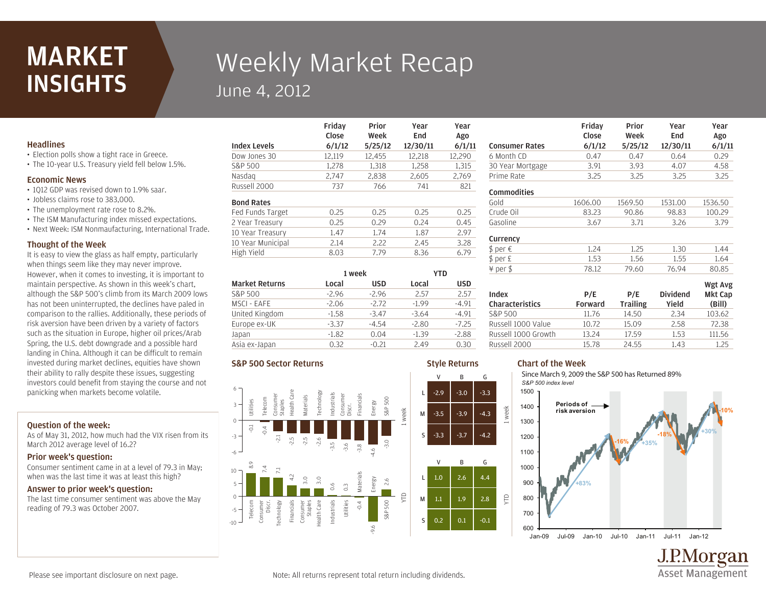# MARKET INSIGHTS

## Weekly Market Recap
June 4, 2012

### Headlines
- Election polls show a tight race in Greece.
- The 10-year U.S. Treasury yield fell below 1.5%.

### Economic News
- 1Q12 GDP was revised down to 1.9% saar.
- Jobless claims rose to 383,000.
- The unemployment rate rose to 8.2%.
- The ISM Manufacturing index missed expectations.
- Next Week: ISM Nonmanufacturing, International Trade.

### Thought of the Week
It is easy to view the glass as half empty, particularly when things seem like they may never improve. However, when it comes to investing, it is important to maintain perspective. As shown in this week's chart, although the S&P 500's climb from its March 2009 lows has not been uninterrupted, the declines have paled in comparison to the rallies. Additionally, these periods of risk aversion have been driven by a variety of factors such as the situation in Europe, higher oil prices/Arab Spring, the U.S. debt downgrade and a possible hard landing in China. Although it can be difficult to remain invested during market declines, equities have shown their ability to rally despite these issues, suggesting investors could benefit from staying the course and not panicking when markets become volatile.

### Question of the week:
As of May 31, 2012, how much had the VIX risen from its March 2012 average level of 16.2?

### Prior week's question:
Consumer sentiment came in at a level of 79.3 in May; when was the last time it was at least this high?

### Answer to prior week's question:
The last time consumer sentiment was above the May reading of 79.3 was October 2007.

| Index Levels | Friday Close 6/1/12 | Prior Week 5/25/12 | Year End 12/30/11 | Year Ago 6/1/11 |
|---|---|---|---|---|
| Dow Jones 30 | 12,119 | 12,455 | 12,218 | 12,290 |
| S&P 500 | 1,278 | 1,318 | 1,258 | 1,315 |
| Nasdaq | 2,747 | 2,838 | 2,605 | 2,769 |
| Russell 2000 | 737 | 766 | 741 | 821 |
| **Bond Rates** | | | | |
| Fed Funds Target | 0.25 | 0.25 | 0.25 | 0.25 |
| 2 Year Treasury | 0.25 | 0.29 | 0.24 | 0.45 |
| 10 Year Treasury | 1.47 | 1.74 | 1.87 | 2.97 |
| 10 Year Municipal | 2.14 | 2.22 | 2.45 | 3.28 |
| High Yield | 8.03 | 7.79 | 8.36 | 6.79 |

| Market Returns | 1 week Local | 1 week USD | YTD Local | YTD USD |
|---|---|---|---|---|
| S&P 500 | -2.96 | -2.96 | 2.57 | 2.57 |
| MSCI - EAFE | -2.06 | -2.72 | -1.99 | -4.91 |
| United Kingdom | -1.58 | -3.47 | -3.64 | -4.91 |
| Europe ex-UK | -3.37 | -4.54 | -2.80 | -7.25 |
| Japan | -1.82 | 0.04 | -1.39 | -2.88 |
| Asia ex-Japan | 0.32 | -0.21 | 2.49 | 0.30 |

| Consumer Rates | Friday Close 6/1/12 | Prior Week 5/25/12 | Year End 12/30/11 | Year Ago 6/1/11 |
|---|---|---|---|---|
| 6 Month CD | 0.47 | 0.47 | 0.64 | 0.29 |
| 30 Year Mortgage | 3.91 | 3.93 | 4.07 | 4.58 |
| Prime Rate | 3.25 | 3.25 | 3.25 | 3.25 |
| **Commodities** | | | | |
| Gold | 1606.00 | 1569.50 | 1531.00 | 1536.50 |
| Crude Oil | 83.23 | 90.86 | 98.83 | 100.29 |
| Gasoline | 3.67 | 3.71 | 3.26 | 3.79 |
| **Currency** | | | | |
| $ per € | 1.24 | 1.25 | 1.30 | 1.44 |
| $ per £ | 1.53 | 1.56 | 1.55 | 1.64 |
| ¥ per $ | 78.12 | 79.60 | 76.94 | 80.85 |

| Index Characteristics | P/E Forward | P/E Trailing | Dividend Yield | Wgt Avg Mkt Cap (Bill) |
|---|---|---|---|---|
| S&P 500 | 11.76 | 14.50 | 2.34 | 103.62 |
| Russell 1000 Value | 10.72 | 15.09 | 2.58 | 72.38 |
| Russell 1000 Growth | 13.24 | 17.59 | 1.53 | 111.56 |
| Russell 2000 | 15.78 | 24.55 | 1.43 | 1.25 |

### S&P 500 Sector Returns

1 week:

| Sector | Return |
|---|---|
| Utilities | -0.1 |
| Telecom | -0.4 |
| Consumer Staples | -2.1 |
| Health Care | -2.5 |
| Materials | -2.5 |
| Technology | -2.6 |
| Industrials | -3.5 |
| Consumer Discr. | -3.6 |
| Financials | -3.8 |
| Energy | -4.6 |
| S&P 500 | -3.0 |

YTD:

| Sector | Return |
|---|---|
| Telecom | 8.9 |
| Consumer Discr. | 7.4 |
| Technology | 7.1 |
| Financials | 4.2 |
| Consumer Staples | 3.0 |
| Health Care | 3.0 |
| Industrials | 0.6 |
| Utilities | 0.3 |
| Materials | -0.4 |
| Energy | -9.6 |
| S&P 500 | 2.6 |

### Style Returns

1 week:

| | V | B | G |
|---|---|---|---|
| L | -2.9 | -3.0 | -3.3 |
| M | -3.5 | -3.9 | -4.3 |
| S | -3.3 | -3.7 | -4.2 |

YTD:

| | V | B | G |
|---|---|---|---|
| L | 1.0 | 2.6 | 4.4 |
| M | 1.1 | 1.9 | 2.8 |
| S | 0.2 | 0.1 | -0.1 |

### Chart of the Week
Since March 9, 2009 the S&P 500 has Returned 89%

*S&P 500 index level*

Periods of risk aversion: +83%, -16%, +35%, -18%, +30%, -10%

Please see important disclosure on next page.

Note: All returns represent total return including dividends.

J.P.Morgan Asset Management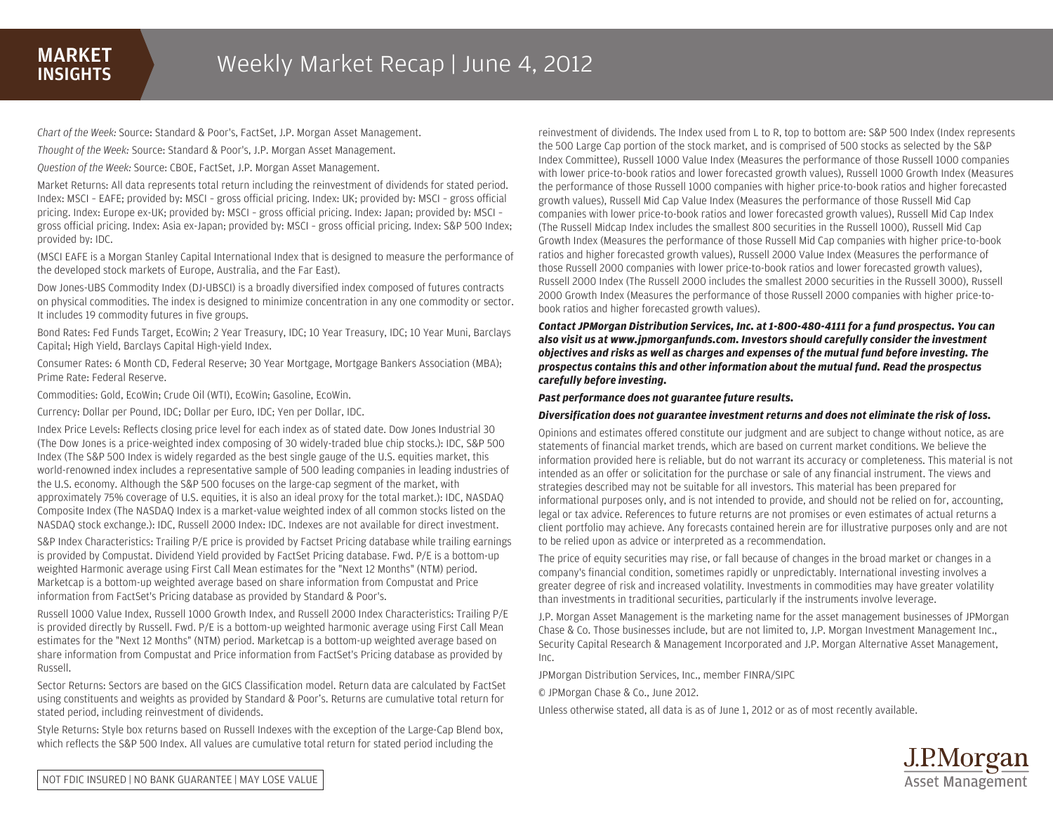# MARKET INSIGHTS

## Weekly Market Recap | June 4, 2012

*Chart of the Week:* Source: Standard & Poor's, FactSet, J.P. Morgan Asset Management.

*Thought of the Week:* Source: Standard & Poor's, J.P. Morgan Asset Management.

*Question of the Week:* Source: CBOE, FactSet, J.P. Morgan Asset Management.

Market Returns: All data represents total return including the reinvestment of dividends for stated period. Index: MSCI - EAFE; provided by: MSCI - gross official pricing. Index: UK; provided by: MSCI - gross official pricing. Index: Europe ex-UK; provided by: MSCI - gross official pricing. Index: Japan; provided by: MSCI - gross official pricing. Index: Asia ex-Japan; provided by: MSCI - gross official pricing. Index: S&P 500 Index; provided by: IDC.

(MSCI EAFE is a Morgan Stanley Capital International Index that is designed to measure the performance of the developed stock markets of Europe, Australia, and the Far East).

Dow Jones-UBS Commodity Index (DJ-UBSCI) is a broadly diversified index composed of futures contracts on physical commodities. The index is designed to minimize concentration in any one commodity or sector. It includes 19 commodity futures in five groups.

Bond Rates: Fed Funds Target, EcoWin; 2 Year Treasury, IDC; 10 Year Treasury, IDC; 10 Year Muni, Barclays Capital; High Yield, Barclays Capital High-yield Index.

Consumer Rates: 6 Month CD, Federal Reserve; 30 Year Mortgage, Mortgage Bankers Association (MBA); Prime Rate: Federal Reserve.

Commodities: Gold, EcoWin; Crude Oil (WTI), EcoWin; Gasoline, EcoWin.

Currency: Dollar per Pound, IDC; Dollar per Euro, IDC; Yen per Dollar, IDC.

Index Price Levels: Reflects closing price level for each index as of stated date. Dow Jones Industrial 30 (The Dow Jones is a price-weighted index composing of 30 widely-traded blue chip stocks.): IDC, S&P 500 Index (The S&P 500 Index is widely regarded as the best single gauge of the U.S. equities market, this world-renowned index includes a representative sample of 500 leading companies in leading industries of the U.S. economy. Although the S&P 500 focuses on the large-cap segment of the market, with approximately 75% coverage of U.S. equities, it is also an ideal proxy for the total market.): IDC, NASDAQ Composite Index (The NASDAQ Index is a market-value weighted index of all common stocks listed on the NASDAQ stock exchange.): IDC, Russell 2000 Index: IDC. Indexes are not available for direct investment.

S&P Index Characteristics: Trailing P/E price is provided by Factset Pricing database while trailing earnings is provided by Compustat. Dividend Yield provided by FactSet Pricing database. Fwd. P/E is a bottom-up weighted Harmonic average using First Call Mean estimates for the "Next 12 Months" (NTM) period. Marketcap is a bottom-up weighted average based on share information from Compustat and Price information from FactSet's Pricing database as provided by Standard & Poor's.

Russell 1000 Value Index, Russell 1000 Growth Index, and Russell 2000 Index Characteristics: Trailing P/E is provided directly by Russell. Fwd. P/E is a bottom-up weighted harmonic average using First Call Mean estimates for the "Next 12 Months" (NTM) period. Marketcap is a bottom-up weighted average based on share information from Compustat and Price information from FactSet's Pricing database as provided by Russell.

Sector Returns: Sectors are based on the GICS Classification model. Return data are calculated by FactSet using constituents and weights as provided by Standard & Poor's. Returns are cumulative total return for stated period, including reinvestment of dividends.

Style Returns: Style box returns based on Russell Indexes with the exception of the Large-Cap Blend box, which reflects the S&P 500 Index. All values are cumulative total return for stated period including the reinvestment of dividends. The Index used from L to R, top to bottom are: S&P 500 Index (Index represents the 500 Large Cap portion of the stock market, and is comprised of 500 stocks as selected by the S&P Index Committee), Russell 1000 Value Index (Measures the performance of those Russell 1000 companies with lower price-to-book ratios and lower forecasted growth values), Russell 1000 Growth Index (Measures the performance of those Russell 1000 companies with higher price-to-book ratios and higher forecasted growth values), Russell Mid Cap Value Index (Measures the performance of those Russell Mid Cap companies with lower price-to-book ratios and lower forecasted growth values), Russell Mid Cap Index (The Russell Midcap Index includes the smallest 800 securities in the Russell 1000), Russell Mid Cap Growth Index (Measures the performance of those Russell Mid Cap companies with higher price-to-book ratios and higher forecasted growth values), Russell 2000 Value Index (Measures the performance of those Russell 2000 companies with lower price-to-book ratios and lower forecasted growth values), Russell 2000 Index (The Russell 2000 includes the smallest 2000 securities in the Russell 3000), Russell 2000 Growth Index (Measures the performance of those Russell 2000 companies with higher price-to-book ratios and higher forecasted growth values).

***Contact JPMorgan Distribution Services, Inc. at 1-800-480-4111 for a fund prospectus. You can also visit us at www.jpmorganfunds.com. Investors should carefully consider the investment objectives and risks as well as charges and expenses of the mutual fund before investing. The prospectus contains this and other information about the mutual fund. Read the prospectus carefully before investing.***

***Past performance does not guarantee future results.***

***Diversification does not guarantee investment returns and does not eliminate the risk of loss.***

Opinions and estimates offered constitute our judgment and are subject to change without notice, as are statements of financial market trends, which are based on current market conditions. We believe the information provided here is reliable, but do not warrant its accuracy or completeness. This material is not intended as an offer or solicitation for the purchase or sale of any financial instrument. The views and strategies described may not be suitable for all investors. This material has been prepared for informational purposes only, and is not intended to provide, and should not be relied on for, accounting, legal or tax advice. References to future returns are not promises or even estimates of actual returns a client portfolio may achieve. Any forecasts contained herein are for illustrative purposes only and are not to be relied upon as advice or interpreted as a recommendation.

The price of equity securities may rise, or fall because of changes in the broad market or changes in a company's financial condition, sometimes rapidly or unpredictably. International investing involves a greater degree of risk and increased volatility. Investments in commodities may have greater volatility than investments in traditional securities, particularly if the instruments involve leverage.

J.P. Morgan Asset Management is the marketing name for the asset management businesses of JPMorgan Chase & Co. Those businesses include, but are not limited to, J.P. Morgan Investment Management Inc., Security Capital Research & Management Incorporated and J.P. Morgan Alternative Asset Management, Inc.

JPMorgan Distribution Services, Inc., member FINRA/SIPC

© JPMorgan Chase & Co., June 2012.

Unless otherwise stated, all data is as of June 1, 2012 or as of most recently available.

NOT FDIC INSURED | NO BANK GUARANTEE | MAY LOSE VALUE

J.P.Morgan Asset Management